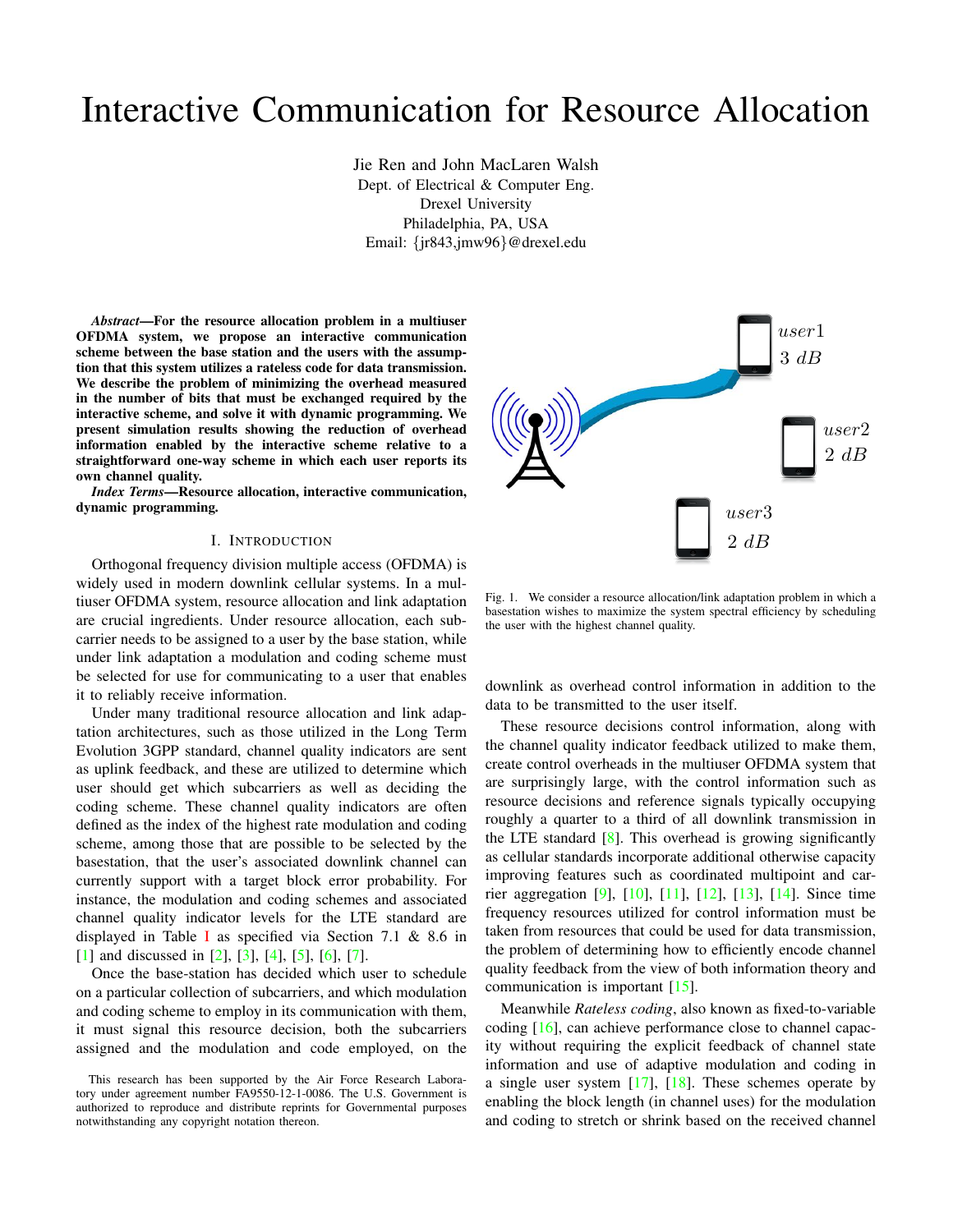# Interactive Communication for Resource Allocation

Jie Ren and John MacLaren Walsh
Dept. of Electrical & Computer Eng.
Drexel University
Philadelphia, PA, USA
Email: {jr843,jmw96}@drexel.edu

***Abstract*—For the resource allocation problem in a multiuser OFDMA system, we propose an interactive communication scheme between the base station and the users with the assumption that this system utilizes a rateless code for data transmission. We describe the problem of minimizing the overhead measured in the number of bits that must be exchanged required by the interactive scheme, and solve it with dynamic programming. We present simulation results showing the reduction of overhead information enabled by the interactive scheme relative to a straightforward one-way scheme in which each user reports its own channel quality.**

***Index Terms*—Resource allocation, interactive communication, dynamic programming.**

## I. Introduction

Orthogonal frequency division multiple access (OFDMA) is widely used in modern downlink cellular systems. In a multiuser OFDMA system, resource allocation and link adaptation are crucial ingredients. Under resource allocation, each subcarrier needs to be assigned to a user by the base station, while under link adaptation a modulation and coding scheme must be selected for use for communicating to a user that enables it to reliably receive information.

Under many traditional resource allocation and link adaptation architectures, such as those utilized in the Long Term Evolution 3GPP standard, channel quality indicators are sent as uplink feedback, and these are utilized to determine which user should get which subcarriers as well as deciding the coding scheme. These channel quality indicators are often defined as the index of the highest rate modulation and coding scheme, among those that are possible to be selected by the basestation, that the user's associated downlink channel can currently support with a target block error probability. For instance, the modulation and coding schemes and associated channel quality indicator levels for the LTE standard are displayed in Table I as specified via Section 7.1 & 8.6 in [1] and discussed in [2], [3], [4], [5], [6], [7].

Once the base-station has decided which user to schedule on a particular collection of subcarriers, and which modulation and coding scheme to employ in its communication with them, it must signal this resource decision, both the subcarriers assigned and the modulation and code employed, on the downlink as overhead control information in addition to the data to be transmitted to the user itself.

user1 3 dB
user2 2 dB
user3 2 dB

Fig. 1. We consider a resource allocation/link adaptation problem in which a basestation wishes to maximize the system spectral efficiency by scheduling the user with the highest channel quality.

These resource decisions control information, along with the channel quality indicator feedback utilized to make them, create control overheads in the multiuser OFDMA system that are surprisingly large, with the control information such as resource decisions and reference signals typically occupying roughly a quarter to a third of all downlink transmission in the LTE standard [8]. This overhead is growing significantly as cellular standards incorporate additional otherwise capacity improving features such as coordinated multipoint and carrier aggregation [9], [10], [11], [12], [13], [14]. Since time frequency resources utilized for control information must be taken from resources that could be used for data transmission, the problem of determining how to efficiently encode channel quality feedback from the view of both information theory and communication is important [15].

Meanwhile *Rateless coding*, also known as fixed-to-variable coding [16], can achieve performance close to channel capacity without requiring the explicit feedback of channel state information and use of adaptive modulation and coding in a single user system [17], [18]. These schemes operate by enabling the block length (in channel uses) for the modulation and coding to stretch or shrink based on the received channel

This research has been supported by the Air Force Research Laboratory under agreement number FA9550-12-1-0086. The U.S. Government is authorized to reproduce and distribute reprints for Governmental purposes notwithstanding any copyright notation thereon.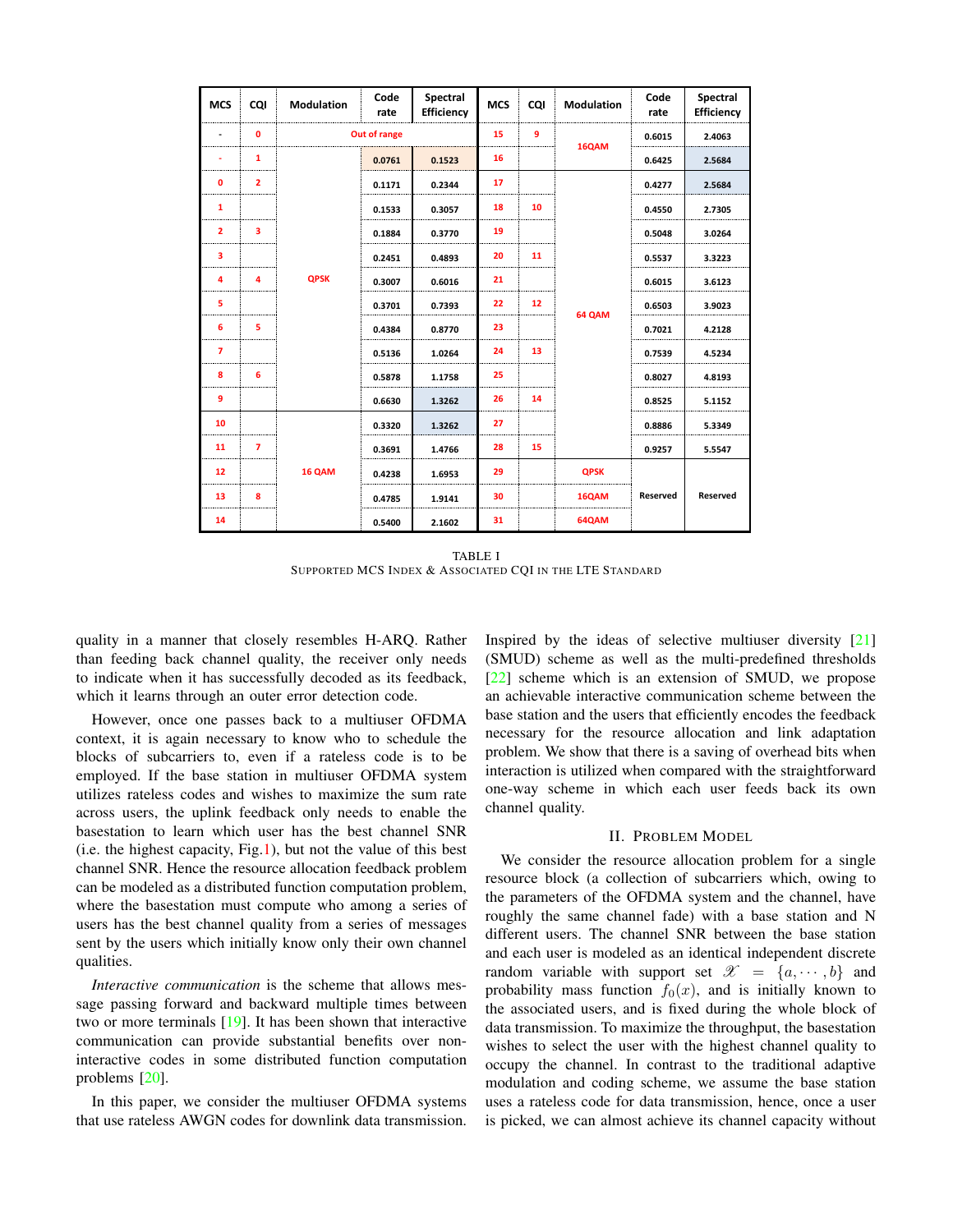| MCS | CQI | Modulation | Code rate | Spectral Efficiency | MCS | CQI | Modulation | Code rate | Spectral Efficiency |
|---|---|---|---|---|---|---|---|---|---|
| - | 0 | Out of range | | | 15 | 9 | 16QAM | 0.6015 | 2.4063 |
| - | 1 | QPSK | 0.0761 | 0.1523 | 16 | | | 0.6425 | 2.5684 |
| 0 | 2 | | 0.1171 | 0.2344 | 17 | | 64 QAM | 0.4277 | 2.5684 |
| 1 | | | 0.1533 | 0.3057 | 18 | 10 | | 0.4550 | 2.7305 |
| 2 | 3 | | 0.1884 | 0.3770 | 19 | | | 0.5048 | 3.0264 |
| 3 | | | 0.2451 | 0.4893 | 20 | 11 | | 0.5537 | 3.3223 |
| 4 | 4 | | 0.3007 | 0.6016 | 21 | | | 0.6015 | 3.6123 |
| 5 | | | 0.3701 | 0.7393 | 22 | 12 | | 0.6503 | 3.9023 |
| 6 | 5 | | 0.4384 | 0.8770 | 23 | | | 0.7021 | 4.2128 |
| 7 | | | 0.5136 | 1.0264 | 24 | 13 | | 0.7539 | 4.5234 |
| 8 | 6 | | 0.5878 | 1.1758 | 25 | | | 0.8027 | 4.8193 |
| 9 | | | 0.6630 | 1.3262 | 26 | 14 | | 0.8525 | 5.1152 |
| 10 | | 16 QAM | 0.3320 | 1.3262 | 27 | | | 0.8886 | 5.3349 |
| 11 | 7 | | 0.3691 | 1.4766 | 28 | 15 | | 0.9257 | 5.5547 |
| 12 | | | 0.4238 | 1.6953 | 29 | | QPSK | Reserved | Reserved |
| 13 | 8 | | 0.4785 | 1.9141 | 30 | | 16QAM | | |
| 14 | | | 0.5400 | 2.1602 | 31 | | 64QAM | | |

TABLE I
SUPPORTED MCS INDEX & ASSOCIATED CQI IN THE LTE STANDARD

quality in a manner that closely resembles H-ARQ. Rather than feeding back channel quality, the receiver only needs to indicate when it has successfully decoded as its feedback, which it learns through an outer error detection code.

However, once one passes back to a multiuser OFDMA context, it is again necessary to know who to schedule the blocks of subcarriers to, even if a rateless code is to be employed. If the base station in multiuser OFDMA system utilizes rateless codes and wishes to maximize the sum rate across users, the uplink feedback only needs to enable the basestation to learn which user has the best channel SNR (i.e. the highest capacity, Fig.1), but not the value of this best channel SNR. Hence the resource allocation feedback problem can be modeled as a distributed function computation problem, where the basestation must compute who among a series of users has the best channel quality from a series of messages sent by the users which initially know only their own channel qualities.

*Interactive communication* is the scheme that allows message passing forward and backward multiple times between two or more terminals [19]. It has been shown that interactive communication can provide substantial benefits over non-interactive codes in some distributed function computation problems [20].

In this paper, we consider the multiuser OFDMA systems that use rateless AWGN codes for downlink data transmission. Inspired by the ideas of selective multiuser diversity [21] (SMUD) scheme as well as the multi-predefined thresholds [22] scheme which is an extension of SMUD, we propose an achievable interactive communication scheme between the base station and the users that efficiently encodes the feedback necessary for the resource allocation and link adaptation problem. We show that there is a saving of overhead bits when interaction is utilized when compared with the straightforward one-way scheme in which each user feeds back its own channel quality.

## II. PROBLEM MODEL

We consider the resource allocation problem for a single resource block (a collection of subcarriers which, owing to the parameters of the OFDMA system and the channel, have roughly the same channel fade) with a base station and N different users. The channel SNR between the base station and each user is modeled as an identical independent discrete random variable with support set $\mathscr{X} = \{a, \cdots, b\}$ and probability mass function $f_0(x)$, and is initially known to the associated users, and is fixed during the whole block of data transmission. To maximize the throughput, the basestation wishes to select the user with the highest channel quality to occupy the channel. In contrast to the traditional adaptive modulation and coding scheme, we assume the base station uses a rateless code for data transmission, hence, once a user is picked, we can almost achieve its channel capacity without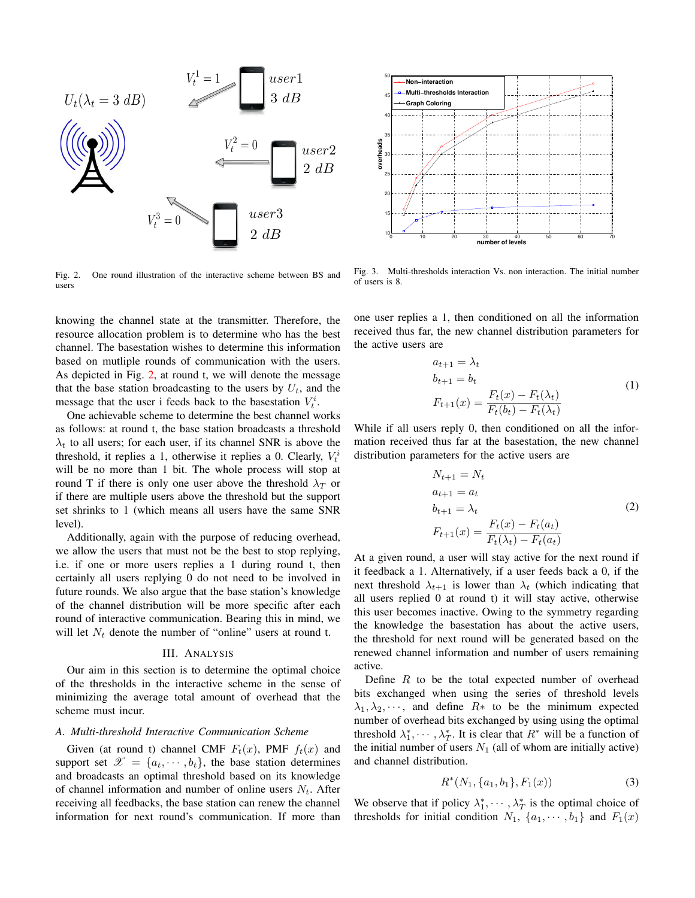Fig. 2. One round illustration of the interactive scheme between BS and users

Fig. 3. Multi-thresholds interaction Vs. non interaction. The initial number of users is 8.

knowing the channel state at the transmitter. Therefore, the resource allocation problem is to determine who has the best channel. The basestation wishes to determine this information based on mutliple rounds of communication with the users. As depicted in Fig. 2, at round t, we will denote the message that the base station broadcasting to the users by $U_t$, and the message that the user i feeds back to the basestation $V_t^i$.

One achievable scheme to determine the best channel works as follows: at round t, the base station broadcasts a threshold $\lambda_t$ to all users; for each user, if its channel SNR is above the threshold, it replies a 1, otherwise it replies a 0. Clearly, $V_t^i$ will be no more than 1 bit. The whole process will stop at round T if there is only one user above the threshold $\lambda_T$ or if there are multiple users above the threshold but the support set shrinks to 1 (which means all users have the same SNR level).

Additionally, again with the purpose of reducing overhead, we allow the users that must not be the best to stop replying, i.e. if one or more users replies a 1 during round t, then certainly all users replying 0 do not need to be involved in future rounds. We also argue that the base station's knowledge of the channel distribution will be more specific after each round of interactive communication. Bearing this in mind, we will let $N_t$ denote the number of "online" users at round t.

## III. Analysis

Our aim in this section is to determine the optimal choice of the thresholds in the interactive scheme in the sense of minimizing the average total amount of overhead that the scheme must incur.

### A. Multi-threshold Interactive Communication Scheme

Given (at round t) channel CMF $F_t(x)$, PMF $f_t(x)$ and support set $\mathscr{X} = \{a_t, \cdots, b_t\}$, the base station determines and broadcasts an optimal threshold based on its knowledge of channel information and number of online users $N_t$. After receiving all feedbacks, the base station can renew the channel information for next round's communication. If more than one user replies a 1, then conditioned on all the information received thus far, the new channel distribution parameters for the active users are

$$
\begin{aligned}
a_{t+1} &= \lambda_t \\
b_{t+1} &= b_t \\
F_{t+1}(x) &= \frac{F_t(x) - F_t(\lambda_t)}{F_t(b_t) - F_t(\lambda_t)}
\end{aligned} \tag{1}
$$

While if all users reply 0, then conditioned on all the information received thus far at the basestation, the new channel distribution parameters for the active users are

$$
\begin{aligned}
N_{t+1} &= N_t \\
a_{t+1} &= a_t \\
b_{t+1} &= \lambda_t \\
F_{t+1}(x) &= \frac{F_t(x) - F_t(a_t)}{F_t(\lambda_t) - F_t(a_t)}
\end{aligned} \tag{2}
$$

At a given round, a user will stay active for the next round if it feedback a 1. Alternatively, if a user feeds back a 0, if the next threshold $\lambda_{t+1}$ is lower than $\lambda_t$ (which indicating that all users replied 0 at round t) it will stay active, otherwise this user becomes inactive. Owing to the symmetry regarding the knowledge the basestation has about the active users, the threshold for next round will be generated based on the renewed channel information and number of users remaining active.

Define $R$ to be the total expected number of overhead bits exchanged when using the series of threshold levels $\lambda_1, \lambda_2, \cdots$, and define $R*$ to be the minimum expected number of overhead bits exchanged by using using the optimal threshold $\lambda_1^*, \cdots, \lambda_T^*$. It is clear that $R^*$ will be a function of the initial number of users $N_1$ (all of whom are initially active) and channel distribution.

$$
R^*(N_1, \{a_1, b_1\}, F_1(x)) \tag{3}
$$

We observe that if policy $\lambda_1^*, \cdots, \lambda_T^*$ is the optimal choice of thresholds for initial condition $N_1$, $\{a_1, \cdots, b_1\}$ and $F_1(x)$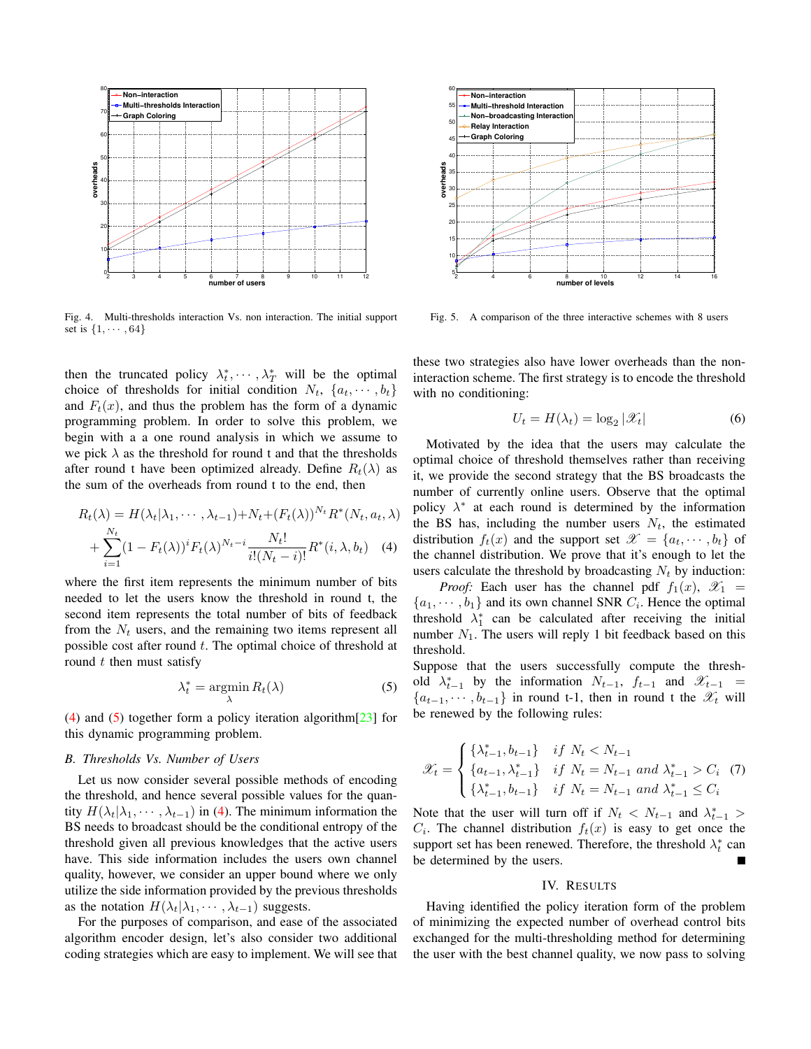Fig. 4. Multi-thresholds interaction Vs. non interaction. The initial support set is $\{1, \cdots, 64\}$

Fig. 5. A comparison of the three interactive schemes with 8 users

then the truncated policy $\lambda_t^*, \cdots, \lambda_T^*$ will be the optimal choice of thresholds for initial condition $N_t$, $\{a_t, \cdots, b_t\}$ and $F_t(x)$, and thus the problem has the form of a dynamic programming problem. In order to solve this problem, we begin with a a one round analysis in which we assume to we pick $\lambda$ as the threshold for round t and that the thresholds after round t have been optimized already. Define $R_t(\lambda)$ as the sum of the overheads from round t to the end, then

$$R_t(\lambda) = H(\lambda_t|\lambda_1, \cdots, \lambda_{t-1}) + N_t + (F_t(\lambda))^{N_t} R^*(N_t, a_t, \lambda) + \sum_{i=1}^{N_t} (1 - F_t(\lambda))^i F_t(\lambda)^{N_t - i} \frac{N_t!}{i!(N_t - i)!} R^*(i, \lambda, b_t) \quad (4)$$

where the first item represents the minimum number of bits needed to let the users know the threshold in round t, the second item represents the total number of bits of feedback from the $N_t$ users, and the remaining two items represent all possible cost after round $t$. The optimal choice of threshold at round $t$ then must satisfy

$$\lambda_t^* = \underset{\lambda}{\operatorname{argmin}}\, R_t(\lambda) \quad (5)$$

(4) and (5) together form a policy iteration algorithm[23] for this dynamic programming problem.

### B. Thresholds Vs. Number of Users

Let us now consider several possible methods of encoding the threshold, and hence several possible values for the quantity $H(\lambda_t|\lambda_1, \cdots, \lambda_{t-1})$ in (4). The minimum information the BS needs to broadcast should be the conditional entropy of the threshold given all previous knowledges that the active users have. This side information includes the users own channel quality, however, we consider an upper bound where we only utilize the side information provided by the previous thresholds as the notation $H(\lambda_t|\lambda_1, \cdots, \lambda_{t-1})$ suggests.

For the purposes of comparison, and ease of the associated algorithm encoder design, let's also consider two additional coding strategies which are easy to implement. We will see that these two strategies also have lower overheads than the non-interaction scheme. The first strategy is to encode the threshold with no conditioning:

$$U_t = H(\lambda_t) = \log_2 |\mathscr{X}_t| \quad (6)$$

Motivated by the idea that the users may calculate the optimal choice of threshold themselves rather than receiving it, we provide the second strategy that the BS broadcasts the number of currently online users. Observe that the optimal policy $\lambda^*$ at each round is determined by the information the BS has, including the number users $N_t$, the estimated distribution $f_t(x)$ and the support set $\mathscr{X} = \{a_t, \cdots, b_t\}$ of the channel distribution. We prove that it's enough to let the users calculate the threshold by broadcasting $N_t$ by induction:

*Proof:* Each user has the channel pdf $f_1(x)$, $\mathscr{X}_1 = \{a_1, \cdots, b_1\}$ and its own channel SNR $C_i$. Hence the optimal threshold $\lambda_1^*$ can be calculated after receiving the initial number $N_1$. The users will reply 1 bit feedback based on this threshold.

Suppose that the users successfully compute the threshold $\lambda_{t-1}^*$ by the information $N_{t-1}$, $f_{t-1}$ and $\mathscr{X}_{t-1} = \{a_{t-1}, \cdots, b_{t-1}\}$ in round t-1, then in round t the $\mathscr{X}_t$ will be renewed by the following rules:

$$\mathscr{X}_t = \begin{cases} \{\lambda_{t-1}^*, b_{t-1}\} & if\ N_t < N_{t-1} \\ \{a_{t-1}, \lambda_{t-1}^*\} & if\ N_t = N_{t-1}\ and\ \lambda_{t-1}^* > C_i \\ \{\lambda_{t-1}^*, b_{t-1}\} & if\ N_t = N_{t-1}\ and\ \lambda_{t-1}^* \le C_i \end{cases} \quad (7)$$

Note that the user will turn off if $N_t < N_{t-1}$ and $\lambda_{t-1}^* > C_i$. The channel distribution $f_t(x)$ is easy to get once the support set has been renewed. Therefore, the threshold $\lambda_t^*$ can be determined by the users. ■

## IV. Results

Having identified the policy iteration form of the problem of minimizing the expected number of overhead control bits exchanged for the multi-thresholding method for determining the user with the best channel quality, we now pass to solving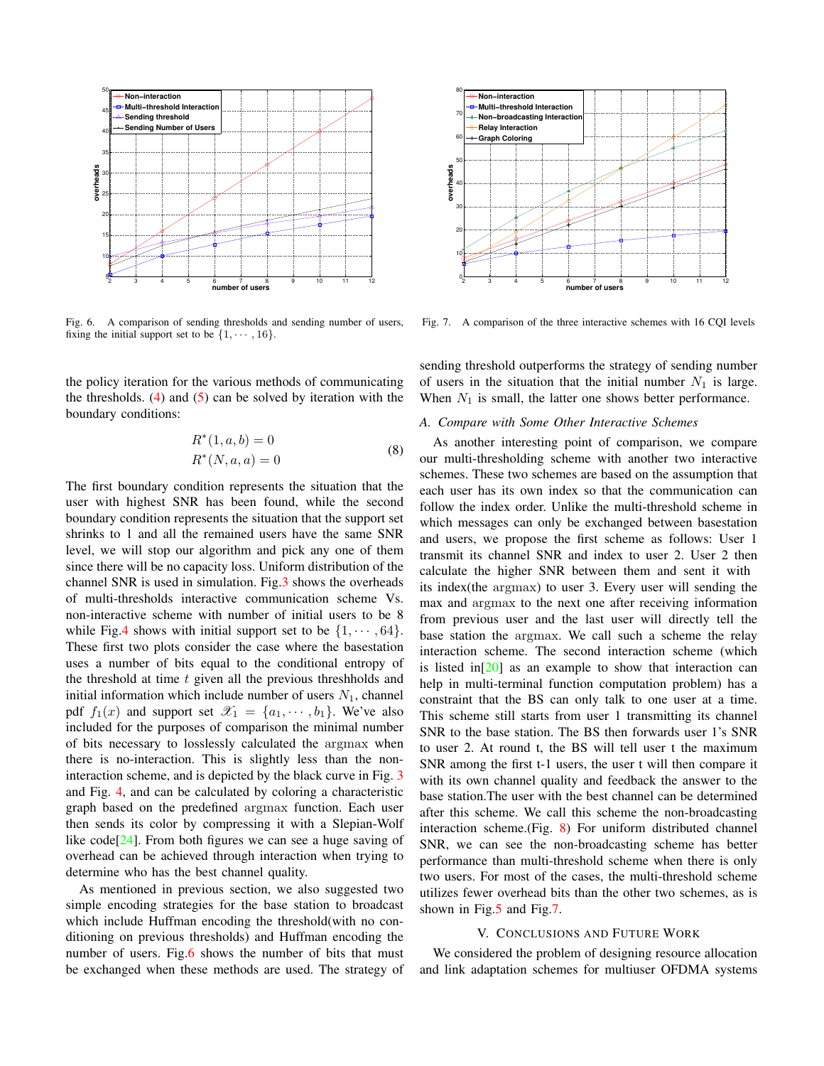Fig. 6. A comparison of sending thresholds and sending number of users, fixing the initial support set to be $\{1, \cdots, 16\}$.

Fig. 7. A comparison of the three interactive schemes with 16 CQI levels

the policy iteration for the various methods of communicating the thresholds. (4) and (5) can be solved by iteration with the boundary conditions:

$$R^*(1, a, b) = 0$$
$$R^*(N, a, a) = 0 \tag{8}$$

The first boundary condition represents the situation that the user with highest SNR has been found, while the second boundary condition represents the situation that the support set shrinks to 1 and all the remained users have the same SNR level, we will stop our algorithm and pick any one of them since there will be no capacity loss. Uniform distribution of the channel SNR is used in simulation. Fig.3 shows the overheads of multi-thresholds interactive communication scheme Vs. non-interactive scheme with number of initial users to be 8 while Fig.4 shows with initial support set to be $\{1, \cdots, 64\}$. These first two plots consider the case where the basestation uses a number of bits equal to the conditional entropy of the threshold at time $t$ given all the previous threshholds and initial information which include number of users $N_1$, channel pdf $f_1(x)$ and support set $\mathscr{X}_1 = \{a_1, \cdots, b_1\}$. We've also included for the purposes of comparison the minimal number of bits necessary to losslessly calculated the $\operatorname{argmax}$ when there is no-interaction. This is slightly less than the non-interaction scheme, and is depicted by the black curve in Fig. 3 and Fig. 4, and can be calculated by coloring a characteristic graph based on the predefined $\operatorname{argmax}$ function. Each user then sends its color by compressing it with a Slepian-Wolf like code[24]. From both figures we can see a huge saving of overhead can be achieved through interaction when trying to determine who has the best channel quality.

As mentioned in previous section, we also suggested two simple encoding strategies for the base station to broadcast which include Huffman encoding the threshold(with no conditioning on previous thresholds) and Huffman encoding the number of users. Fig.6 shows the number of bits that must be exchanged when these methods are used. The strategy of sending threshold outperforms the strategy of sending number of users in the situation that the initial number $N_1$ is large. When $N_1$ is small, the latter one shows better performance.

### A. Compare with Some Other Interactive Schemes

As another interesting point of comparison, we compare our multi-thresholding scheme with another two interactive schemes. These two schemes are based on the assumption that each user has its own index so that the communication can follow the index order. Unlike the multi-threshold scheme in which messages can only be exchanged between basestation and users, we propose the first scheme as follows: User 1 transmit its channel SNR and index to user 2. User 2 then calculate the higher SNR between them and sent it with its index(the $\operatorname{argmax}$) to user 3. Every user will sending the max and $\operatorname{argmax}$ to the next one after receiving information from previous user and the last user will directly tell the base station the $\operatorname{argmax}$. We call such a scheme the relay interaction scheme. The second interaction scheme (which is listed in[20] as an example to show that interaction can help in multi-terminal function computation problem) has a constraint that the BS can only talk to one user at a time. This scheme still starts from user 1 transmitting its channel SNR to the base station. The BS then forwards user 1's SNR to user 2. At round t, the BS will tell user t the maximum SNR among the first t-1 users, the user t will then compare it with its own channel quality and feedback the answer to the base station.The user with the best channel can be determined after this scheme. We call this scheme the non-broadcasting interaction scheme.(Fig. 8) For uniform distributed channel SNR, we can see the non-broadcasting scheme has better performance than multi-threshold scheme when there is only two users. For most of the cases, the multi-threshold scheme utilizes fewer overhead bits than the other two schemes, as is shown in Fig.5 and Fig.7.

## V. Conclusions and Future Work

We considered the problem of designing resource allocation and link adaptation schemes for multiuser OFDMA systems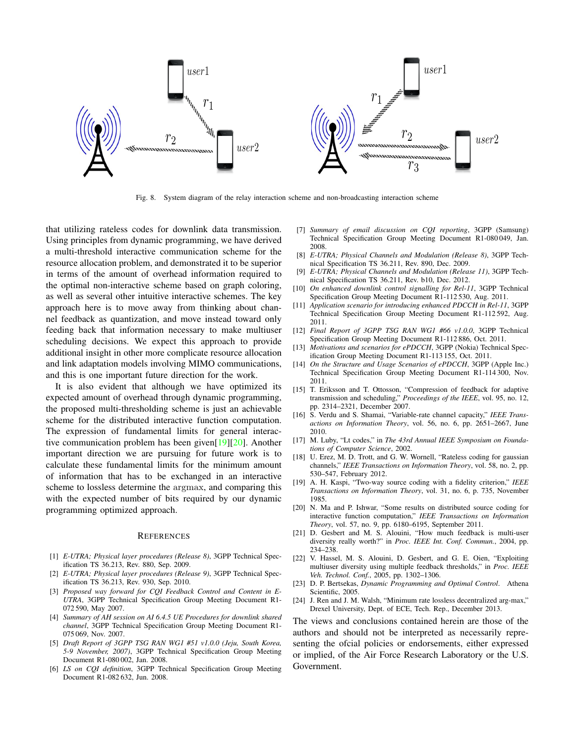user1

$r_1$

$r_2$

user2

user1

$r_1$

$r_2$

user2

$r_3$

Fig. 8. System diagram of the relay interaction scheme and non-broadcasting interaction scheme

that utilizing rateless codes for downlink data transmission. Using principles from dynamic programming, we have derived a multi-threshold interactive communication scheme for the resource allocation problem, and demonstrated it to be superior in terms of the amount of overhead information required to the optimal non-interactive scheme based on graph coloring, as well as several other intuitive interactive schemes. The key approach here is to move away from thinking about channel feedback as quantization, and move instead toward only feeding back that information necessary to make multiuser scheduling decisions. We expect this approach to provide additional insight in other more complicate resource allocation and link adaptation models involving MIMO communications, and this is one important future direction for the work.

It is also evident that although we have optimized its expected amount of overhead through dynamic programming, the proposed multi-thresholding scheme is just an achievable scheme for the distributed interactive function computation. The expression of fundamental limits for general interactive communication problem has been given[19][20]. Another important direction we are pursuing for future work is to calculate these fundamental limits for the minimum amount of information that has to be exchanged in an interactive scheme to lossless determine the $\mathrm{argmax}$, and comparing this with the expected number of bits required by our dynamic programming optimized approach.

## References

[1] *E-UTRA; Physical layer procedures (Release 8)*, 3GPP Technical Specification TS 36.213, Rev. 880, Sep. 2009.

[2] *E-UTRA; Physical layer procedures (Release 9)*, 3GPP Technical Specification TS 36.213, Rev. 930, Sep. 2010.

[3] *Proposed way forward for CQI Feedback Control and Content in E-UTRA*, 3GPP Technical Specification Group Meeting Document R1-072 590, May 2007.

[4] *Summary of AH session on AI 6.4.5 UE Procedures for downlink shared channel*, 3GPP Technical Specification Group Meeting Document R1-075 069, Nov. 2007.

[5] *Draft Report of 3GPP TSG RAN WG1 #51 v1.0.0 (Jeju, South Korea, 5-9 November, 2007)*, 3GPP Technical Specification Group Meeting Document R1-080 002, Jan. 2008.

[6] *LS on CQI definition*, 3GPP Technical Specification Group Meeting Document R1-082 632, Jun. 2008.

[7] *Summary of email discussion on CQI reporting*, 3GPP (Samsung) Technical Specification Group Meeting Document R1-080 049, Jan. 2008.

[8] *E-UTRA; Physical Channels and Modulation (Release 8)*, 3GPP Technical Specification TS 36.211, Rev. 890, Dec. 2009.

[9] *E-UTRA; Physical Channels and Modulation (Release 11)*, 3GPP Technical Specification TS 36.211, Rev. b10, Dec. 2012.

[10] *On enhanced downlink control signalling for Rel-11*, 3GPP Technical Specification Group Meeting Document R1-112 530, Aug. 2011.

[11] *Application scenario for introducing enhanced PDCCH in Rel-11*, 3GPP Technical Specification Group Meeting Document R1-112 592, Aug. 2011.

[12] *Final Report of 3GPP TSG RAN WG1 #66 v1.0.0*, 3GPP Technical Specification Group Meeting Document R1-112 886, Oct. 2011.

[13] *Motivations and scenarios for ePDCCH*, 3GPP (Nokia) Technical Specification Group Meeting Document R1-113 155, Oct. 2011.

[14] *On the Structure and Usage Scenarios of ePDCCH*, 3GPP (Apple Inc.) Technical Specification Group Meeting Document R1-114 300, Nov. 2011.

[15] T. Eriksson and T. Ottosson, "Compression of feedback for adaptive transmission and scheduling," *Proceedings of the IEEE*, vol. 95, no. 12, pp. 2314–2321, December 2007.

[16] S. Verdu and S. Shamai, "Variable-rate channel capacity," *IEEE Transactions on Information Theory*, vol. 56, no. 6, pp. 2651–2667, June 2010.

[17] M. Luby, "Lt codes," in *The 43rd Annual IEEE Symposium on Foundations of Computer Science*, 2002.

[18] U. Erez, M. D. Trott, and G. W. Wornell, "Rateless coding for gaussian channels," *IEEE Transactions on Information Theory*, vol. 58, no. 2, pp. 530–547, February 2012.

[19] A. H. Kaspi, "Two-way source coding with a fidelity criterion," *IEEE Transactions on Information Theory*, vol. 31, no. 6, p. 735, November 1985.

[20] N. Ma and P. Ishwar, "Some results on distributed source coding for interactive function computation," *IEEE Transactions on Information Theory*, vol. 57, no. 9, pp. 6180–6195, September 2011.

[21] D. Gesbert and M. S. Alouini, "How much feedback is multi-user diversity really worth?" in *Proc. IEEE Int. Conf. Commun.*, 2004, pp. 234–238.

[22] V. Hassel, M. S. Alouini, D. Gesbert, and G. E. Oien, "Exploiting multiuser diversity using multiple feedback thresholds," in *Proc. IEEE Veh. Technol. Conf.*, 2005, pp. 1302–1306.

[23] D. P. Bertsekas, *Dynamic Programming and Optimal Control*. Athena Scientific, 2005.

[24] J. Ren and J. M. Walsh, "Minimum rate lossless decentralized arg-max," Drexel University, Dept. of ECE, Tech. Rep., December 2013.

The views and conclusions contained herein are those of the authors and should not be interpreted as necessarily representing the ofcial policies or endorsements, either expressed or implied, of the Air Force Research Laboratory or the U.S. Government.